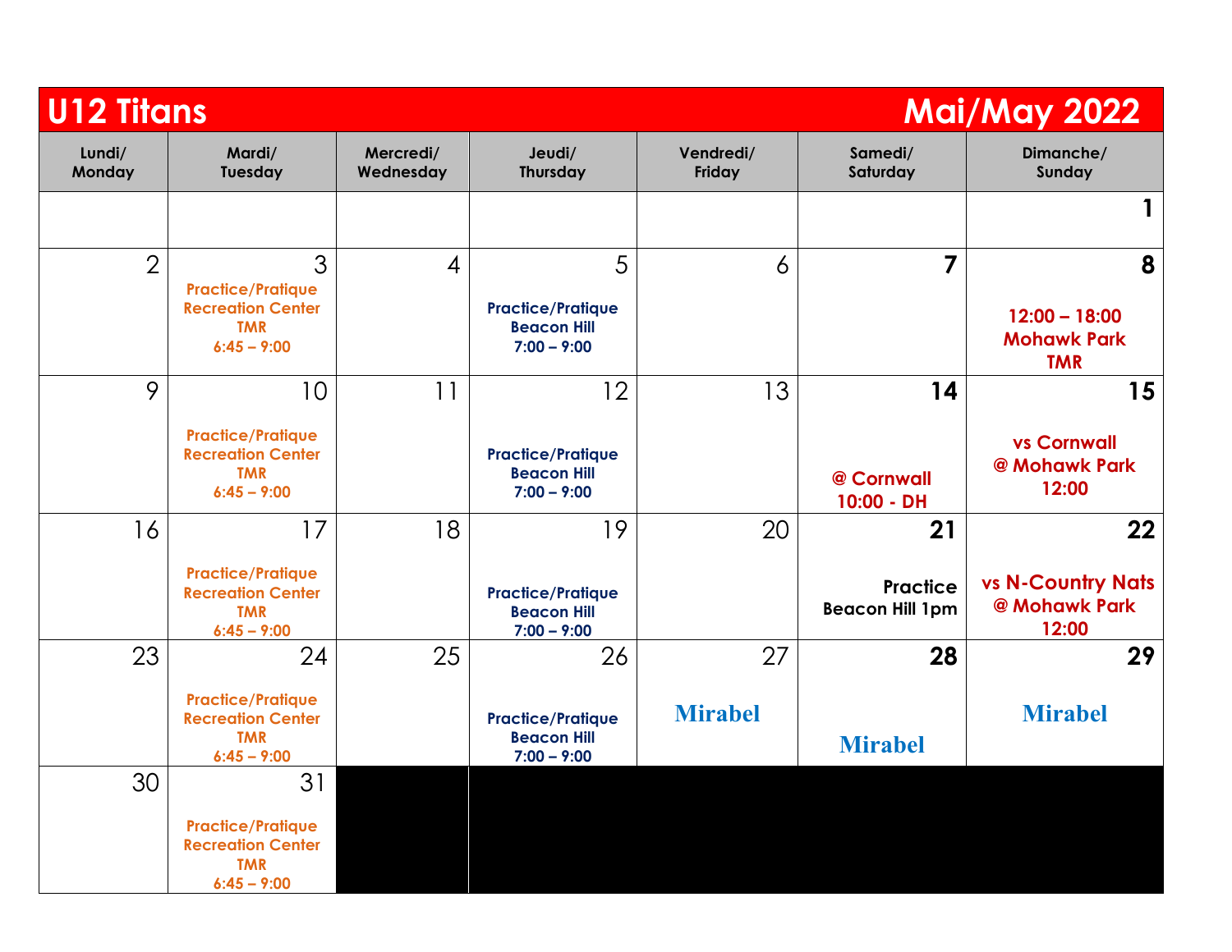# U12 Titans — Mai/May 2022

| Lundi/ Monday | Mardi/ Tuesday | Mercredi/ Wednesday | Jeudi/ Thursday | Vendredi/ Friday | Samedi/ Saturday | Dimanche/ Sunday |
|---|---|---|---|---|---|---|
| | | | | | | **1** |
| 2 | 3 Practice/Pratique Recreation Center TMR 6:45 – 9:00 | 4 | 5 Practice/Pratique Beacon Hill 7:00 – 9:00 | 6 | **7** | **8** 12:00 – 18:00 Mohawk Park TMR |
| 9 | 10 Practice/Pratique Recreation Center TMR 6:45 – 9:00 | 11 | 12 Practice/Pratique Beacon Hill 7:00 – 9:00 | 13 | **14** @ Cornwall 10:00 - DH | **15** vs Cornwall @ Mohawk Park 12:00 |
| 16 | 17 Practice/Pratique Recreation Center TMR 6:45 – 9:00 | 18 | 19 Practice/Pratique Beacon Hill 7:00 – 9:00 | 20 | **21** Practice Beacon Hill 1pm | **22** vs N-Country Nats @ Mohawk Park 12:00 |
| 23 | 24 Practice/Pratique Recreation Center TMR 6:45 – 9:00 | 25 | 26 Practice/Pratique Beacon Hill 7:00 – 9:00 | 27 Mirabel | **28** Mirabel | **29** Mirabel |
| 30 | 31 Practice/Pratique Recreation Center TMR 6:45 – 9:00 | | | | | |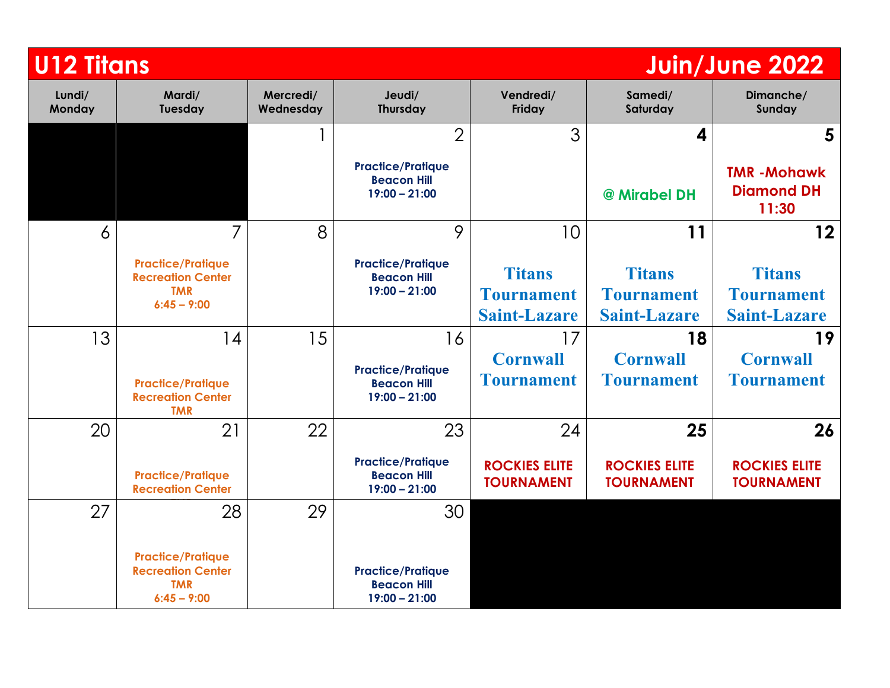# U12 Titans — Juin/June 2022

| Lundi/ Monday | Mardi/ Tuesday | Mercredi/ Wednesday | Jeudi/ Thursday | Vendredi/ Friday | Samedi/ Saturday | Dimanche/ Sunday |
|---|---|---|---|---|---|---|
| | | 1 | 2<br>Practice/Pratique<br>Beacon Hill<br>19:00 – 21:00 | 3 | **4**<br>@ Mirabel DH | **5**<br>TMR -Mohawk Diamond DH<br>11:30 |
| 6 | 7<br>Practice/Pratique<br>Recreation Center<br>TMR<br>6:45 – 9:00 | 8 | 9<br>Practice/Pratique<br>Beacon Hill<br>19:00 – 21:00 | 10<br>Titans Tournament Saint-Lazare | **11**<br>Titans Tournament Saint-Lazare | **12**<br>Titans Tournament Saint-Lazare |
| 13 | 14<br>Practice/Pratique<br>Recreation Center<br>TMR | 15 | 16<br>Practice/Pratique<br>Beacon Hill<br>19:00 – 21:00 | 17<br>Cornwall Tournament | **18**<br>Cornwall Tournament | **19**<br>Cornwall Tournament |
| 20 | 21<br>Practice/Pratique<br>Recreation Center | 22 | 23<br>Practice/Pratique<br>Beacon Hill<br>19:00 – 21:00 | 24<br>ROCKIES ELITE TOURNAMENT | **25**<br>ROCKIES ELITE TOURNAMENT | **26**<br>ROCKIES ELITE TOURNAMENT |
| 27 | 28<br>Practice/Pratique<br>Recreation Center<br>TMR<br>6:45 – 9:00 | 29 | 30<br>Practice/Pratique<br>Beacon Hill<br>19:00 – 21:00 | | | |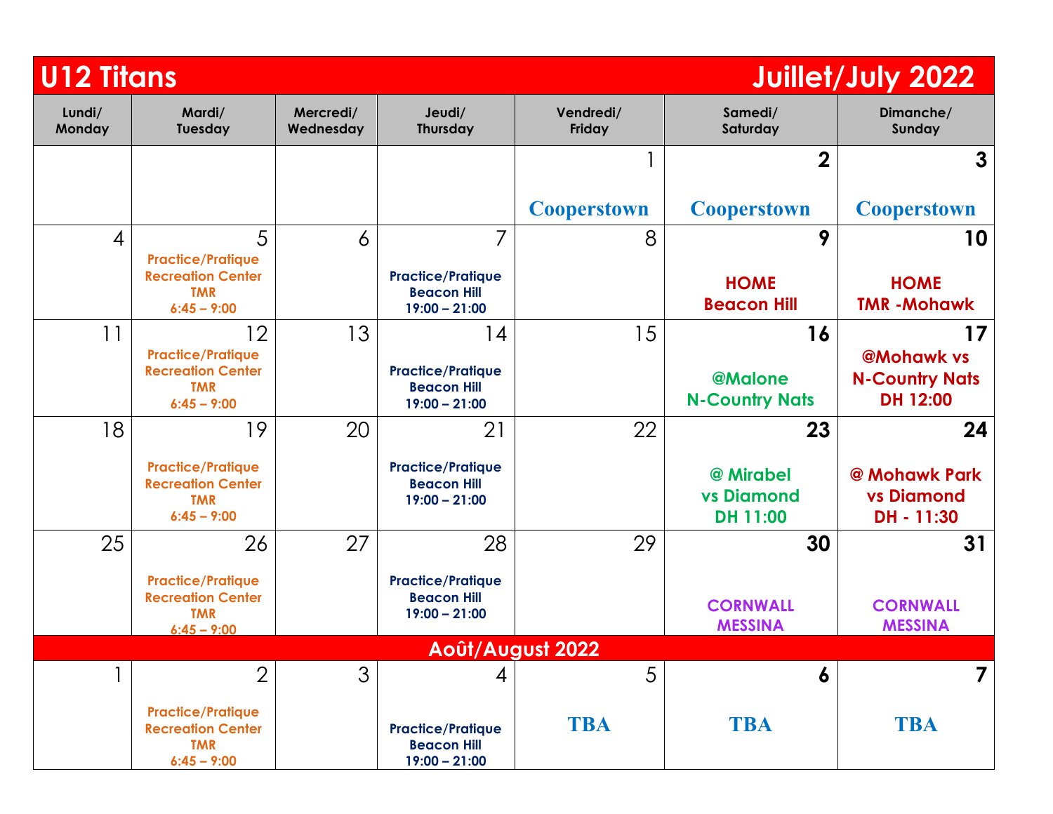# U12 Titans — Juillet/July 2022

| Lundi/ Monday | Mardi/ Tuesday | Mercredi/ Wednesday | Jeudi/ Thursday | Vendredi/ Friday | Samedi/ Saturday | Dimanche/ Sunday |
|---|---|---|---|---|---|---|
| | | | | 1<br>Cooperstown | **2**<br>Cooperstown | **3**<br>Cooperstown |
| 4 | 5<br>Practice/Pratique<br>Recreation Center<br>TMR<br>6:45 – 9:00 | 6 | 7<br>Practice/Pratique<br>Beacon Hill<br>19:00 – 21:00 | 8 | **9**<br>HOME<br>Beacon Hill | **10**<br>HOME<br>TMR -Mohawk |
| 11 | 12<br>Practice/Pratique<br>Recreation Center<br>TMR<br>6:45 – 9:00 | 13 | 14<br>Practice/Pratique<br>Beacon Hill<br>19:00 – 21:00 | 15 | **16**<br>@Malone<br>N-Country Nats | **17**<br>@Mohawk vs<br>N-Country Nats<br>DH 12:00 |
| 18 | 19<br>Practice/Pratique<br>Recreation Center<br>TMR<br>6:45 – 9:00 | 20 | 21<br>Practice/Pratique<br>Beacon Hill<br>19:00 – 21:00 | 22 | **23**<br>@ Mirabel<br>vs Diamond<br>DH 11:00 | **24**<br>@ Mohawk Park<br>vs Diamond<br>DH - 11:30 |
| 25 | 26<br>Practice/Pratique<br>Recreation Center<br>TMR<br>6:45 – 9:00 | 27 | 28<br>Practice/Pratique<br>Beacon Hill<br>19:00 – 21:00 | 29 | **30**<br>CORNWALL<br>MESSINA | **31**<br>CORNWALL<br>MESSINA |
| **Août/August 2022** | | | | | | |
| 1 | 2<br>Practice/Pratique<br>Recreation Center<br>TMR<br>6:45 – 9:00 | 3 | 4<br>Practice/Pratique<br>Beacon Hill<br>19:00 – 21:00 | 5<br>TBA | **6**<br>TBA | **7**<br>TBA |